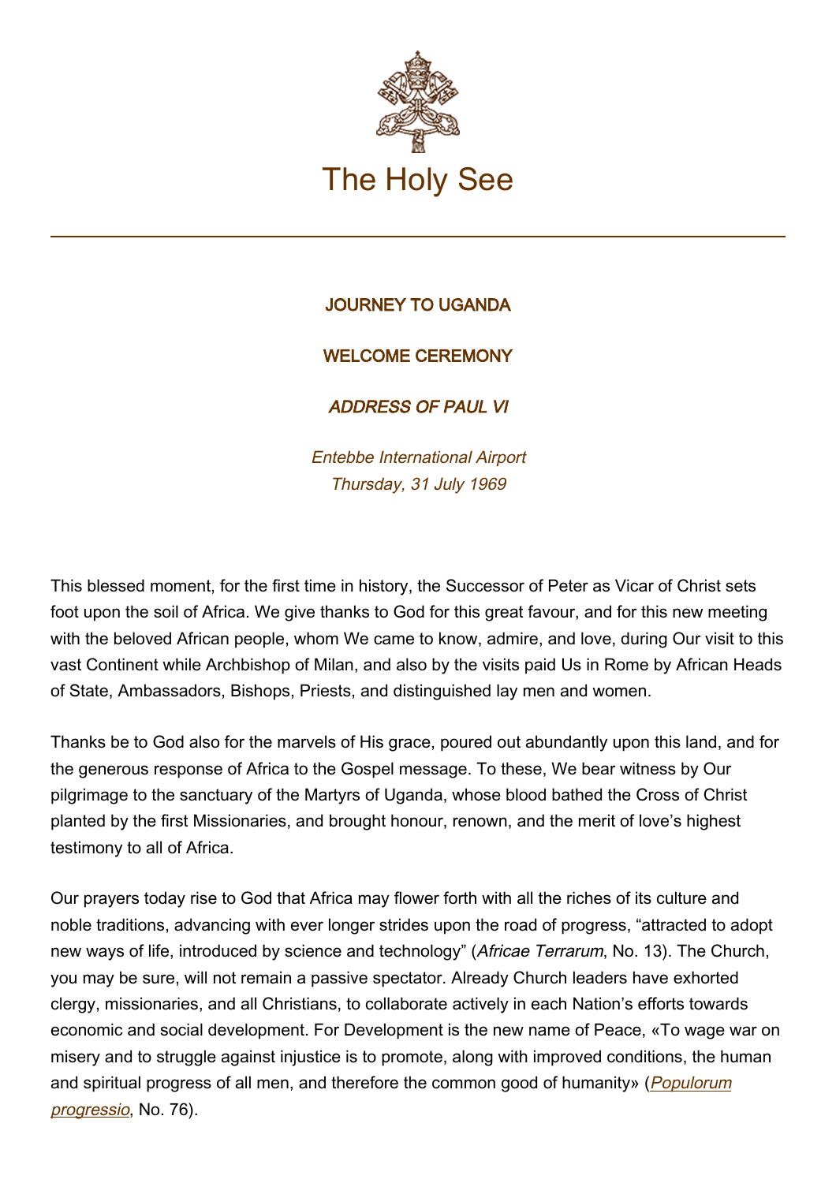# The Holy See

## JOURNEY TO UGANDA

## WELCOME CEREMONY

## *ADDRESS OF PAUL VI*

*Entebbe International Airport*
*Thursday, 31 July 1969*

This blessed moment, for the first time in history, the Successor of Peter as Vicar of Christ sets foot upon the soil of Africa. We give thanks to God for this great favour, and for this new meeting with the beloved African people, whom We came to know, admire, and love, during Our visit to this vast Continent while Archbishop of Milan, and also by the visits paid Us in Rome by African Heads of State, Ambassadors, Bishops, Priests, and distinguished lay men and women.

Thanks be to God also for the marvels of His grace, poured out abundantly upon this land, and for the generous response of Africa to the Gospel message. To these, We bear witness by Our pilgrimage to the sanctuary of the Martyrs of Uganda, whose blood bathed the Cross of Christ planted by the first Missionaries, and brought honour, renown, and the merit of love's highest testimony to all of Africa.

Our prayers today rise to God that Africa may flower forth with all the riches of its culture and noble traditions, advancing with ever longer strides upon the road of progress, "attracted to adopt new ways of life, introduced by science and technology" (*Africae Terrarum*, No. 13). The Church, you may be sure, will not remain a passive spectator. Already Church leaders have exhorted clergy, missionaries, and all Christians, to collaborate actively in each Nation's efforts towards economic and social development. For Development is the new name of Peace, «To wage war on misery and to struggle against injustice is to promote, along with improved conditions, the human and spiritual progress of all men, and therefore the common good of humanity» (*Populorum progressio*, No. 76).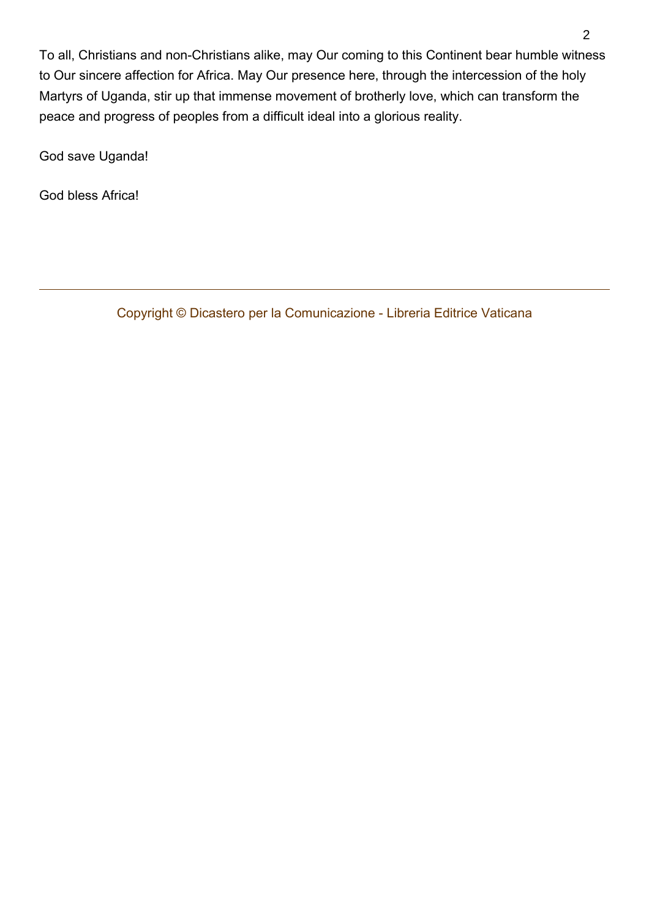To all, Christians and non-Christians alike, may Our coming to this Continent bear humble witness to Our sincere affection for Africa. May Our presence here, through the intercession of the holy Martyrs of Uganda, stir up that immense movement of brotherly love, which can transform the peace and progress of peoples from a difficult ideal into a glorious reality.

God save Uganda!

God bless Africa!

---

Copyright © Dicastero per la Comunicazione - Libreria Editrice Vaticana